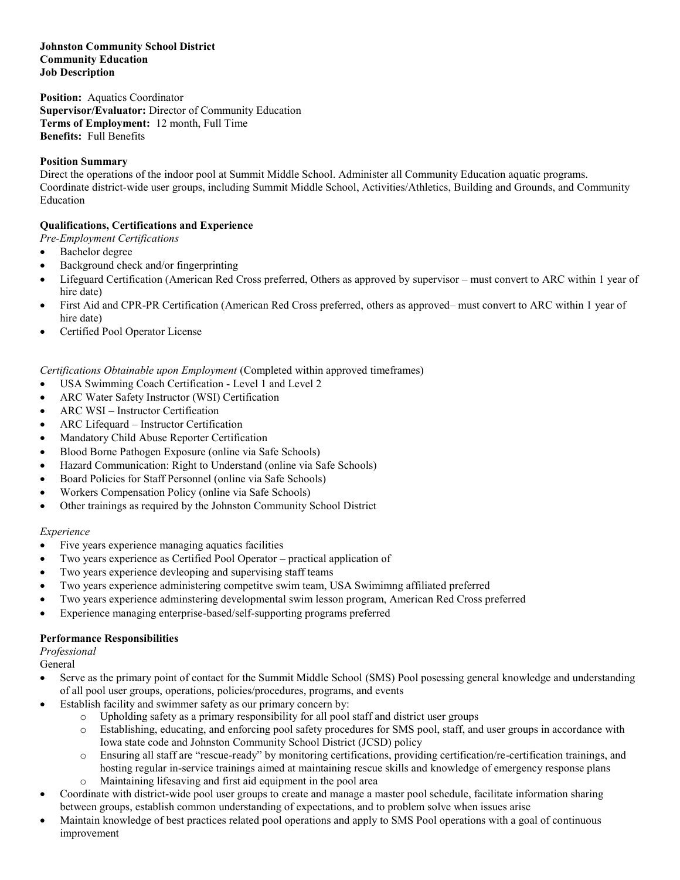**Johnston Community School District**
**Community Education**
**Job Description**

**Position:** Aquatics Coordinator
**Supervisor/Evaluator:** Director of Community Education
**Terms of Employment:** 12 month, Full Time
**Benefits:** Full Benefits

**Position Summary**

Direct the operations of the indoor pool at Summit Middle School. Administer all Community Education aquatic programs. Coordinate district-wide user groups, including Summit Middle School, Activities/Athletics, Building and Grounds, and Community Education

**Qualifications, Certifications and Experience**

*Pre-Employment Certifications*

- Bachelor degree
- Background check and/or fingerprinting
- Lifeguard Certification (American Red Cross preferred, Others as approved by supervisor – must convert to ARC within 1 year of hire date)
- First Aid and CPR-PR Certification (American Red Cross preferred, others as approved– must convert to ARC within 1 year of hire date)
- Certified Pool Operator License

*Certifications Obtainable upon Employment* (Completed within approved timeframes)

- USA Swimming Coach Certification - Level 1 and Level 2
- ARC Water Safety Instructor (WSI) Certification
- ARC WSI – Instructor Certification
- ARC Lifequard – Instructor Certification
- Mandatory Child Abuse Reporter Certification
- Blood Borne Pathogen Exposure (online via Safe Schools)
- Hazard Communication: Right to Understand (online via Safe Schools)
- Board Policies for Staff Personnel (online via Safe Schools)
- Workers Compensation Policy (online via Safe Schools)
- Other trainings as required by the Johnston Community School District

*Experience*

- Five years experience managing aquatics facilities
- Two years experience as Certified Pool Operator – practical application of
- Two years experience devleoping and supervising staff teams
- Two years experience administering competitve swim team, USA Swimimng affiliated preferred
- Two years experience adminstering developmental swim lesson program, American Red Cross preferred
- Experience managing enterprise-based/self-supporting programs preferred

**Performance Responsibilities**

*Professional*

General

- Serve as the primary point of contact for the Summit Middle School (SMS) Pool posessing general knowledge and understanding of all pool user groups, operations, policies/procedures, programs, and events
- Establish facility and swimmer safety as our primary concern by:
  - Upholding safety as a primary responsibility for all pool staff and district user groups
  - Establishing, educating, and enforcing pool safety procedures for SMS pool, staff, and user groups in accordance with Iowa state code and Johnston Community School District (JCSD) policy
  - Ensuring all staff are "rescue-ready" by monitoring certifications, providing certification/re-certification trainings, and hosting regular in-service trainings aimed at maintaining rescue skills and knowledge of emergency response plans
  - Maintaining lifesaving and first aid equipment in the pool area
- Coordinate with district-wide pool user groups to create and manage a master pool schedule, facilitate information sharing between groups, establish common understanding of expectations, and to problem solve when issues arise
- Maintain knowledge of best practices related pool operations and apply to SMS Pool operations with a goal of continuous improvement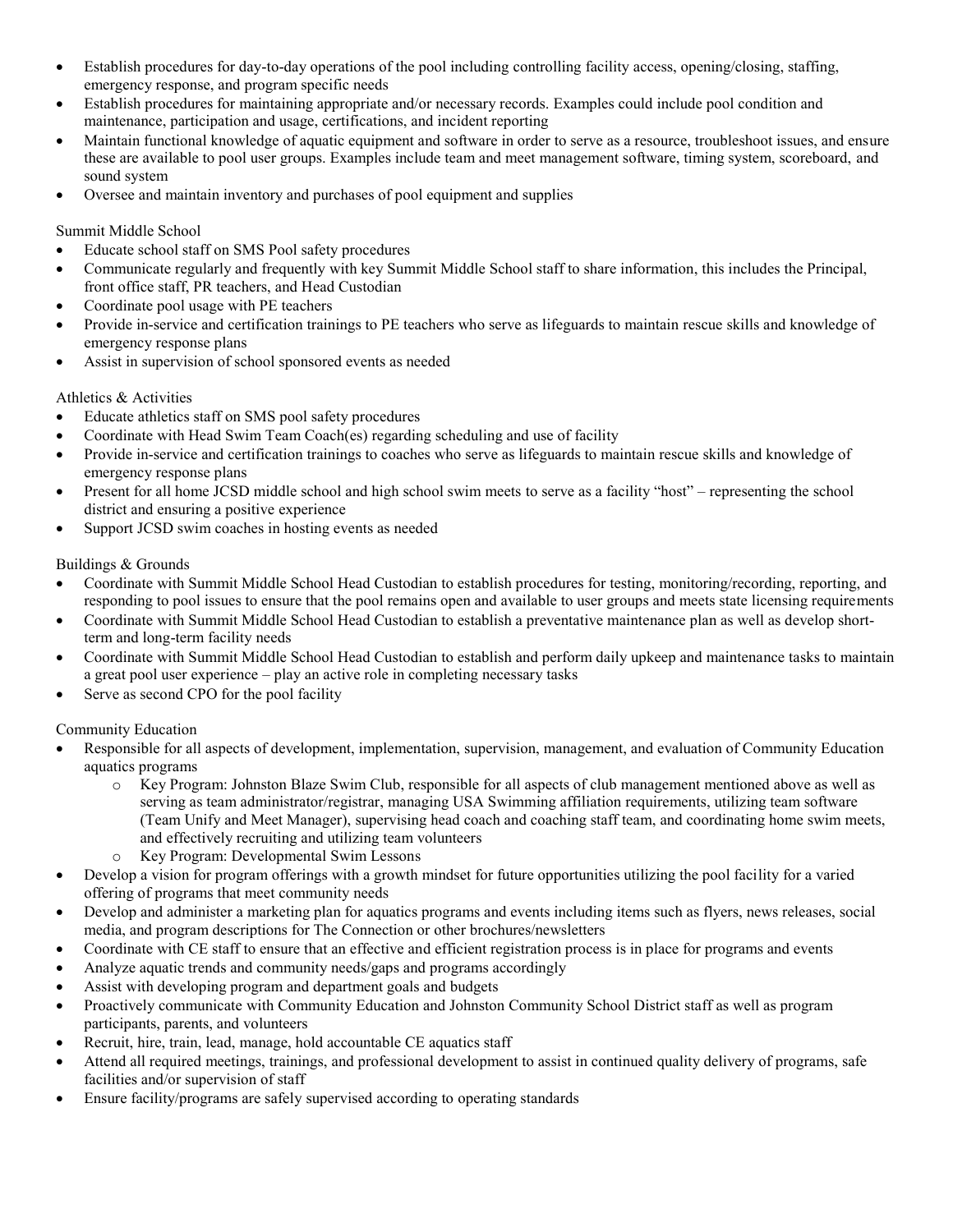- Establish procedures for day-to-day operations of the pool including controlling facility access, opening/closing, staffing, emergency response, and program specific needs
- Establish procedures for maintaining appropriate and/or necessary records. Examples could include pool condition and maintenance, participation and usage, certifications, and incident reporting
- Maintain functional knowledge of aquatic equipment and software in order to serve as a resource, troubleshoot issues, and ensure these are available to pool user groups. Examples include team and meet management software, timing system, scoreboard, and sound system
- Oversee and maintain inventory and purchases of pool equipment and supplies

Summit Middle School

- Educate school staff on SMS Pool safety procedures
- Communicate regularly and frequently with key Summit Middle School staff to share information, this includes the Principal, front office staff, PR teachers, and Head Custodian
- Coordinate pool usage with PE teachers
- Provide in-service and certification trainings to PE teachers who serve as lifeguards to maintain rescue skills and knowledge of emergency response plans
- Assist in supervision of school sponsored events as needed

Athletics & Activities

- Educate athletics staff on SMS pool safety procedures
- Coordinate with Head Swim Team Coach(es) regarding scheduling and use of facility
- Provide in-service and certification trainings to coaches who serve as lifeguards to maintain rescue skills and knowledge of emergency response plans
- Present for all home JCSD middle school and high school swim meets to serve as a facility "host" – representing the school district and ensuring a positive experience
- Support JCSD swim coaches in hosting events as needed

Buildings & Grounds

- Coordinate with Summit Middle School Head Custodian to establish procedures for testing, monitoring/recording, reporting, and responding to pool issues to ensure that the pool remains open and available to user groups and meets state licensing requirements
- Coordinate with Summit Middle School Head Custodian to establish a preventative maintenance plan as well as develop short-term and long-term facility needs
- Coordinate with Summit Middle School Head Custodian to establish and perform daily upkeep and maintenance tasks to maintain a great pool user experience – play an active role in completing necessary tasks
- Serve as second CPO for the pool facility

Community Education

- Responsible for all aspects of development, implementation, supervision, management, and evaluation of Community Education aquatics programs
  - Key Program: Johnston Blaze Swim Club, responsible for all aspects of club management mentioned above as well as serving as team administrator/registrar, managing USA Swimming affiliation requirements, utilizing team software (Team Unify and Meet Manager), supervising head coach and coaching staff team, and coordinating home swim meets, and effectively recruiting and utilizing team volunteers
  - Key Program: Developmental Swim Lessons
- Develop a vision for program offerings with a growth mindset for future opportunities utilizing the pool facility for a varied offering of programs that meet community needs
- Develop and administer a marketing plan for aquatics programs and events including items such as flyers, news releases, social media, and program descriptions for The Connection or other brochures/newsletters
- Coordinate with CE staff to ensure that an effective and efficient registration process is in place for programs and events
- Analyze aquatic trends and community needs/gaps and programs accordingly
- Assist with developing program and department goals and budgets
- Proactively communicate with Community Education and Johnston Community School District staff as well as program participants, parents, and volunteers
- Recruit, hire, train, lead, manage, hold accountable CE aquatics staff
- Attend all required meetings, trainings, and professional development to assist in continued quality delivery of programs, safe facilities and/or supervision of staff
- Ensure facility/programs are safely supervised according to operating standards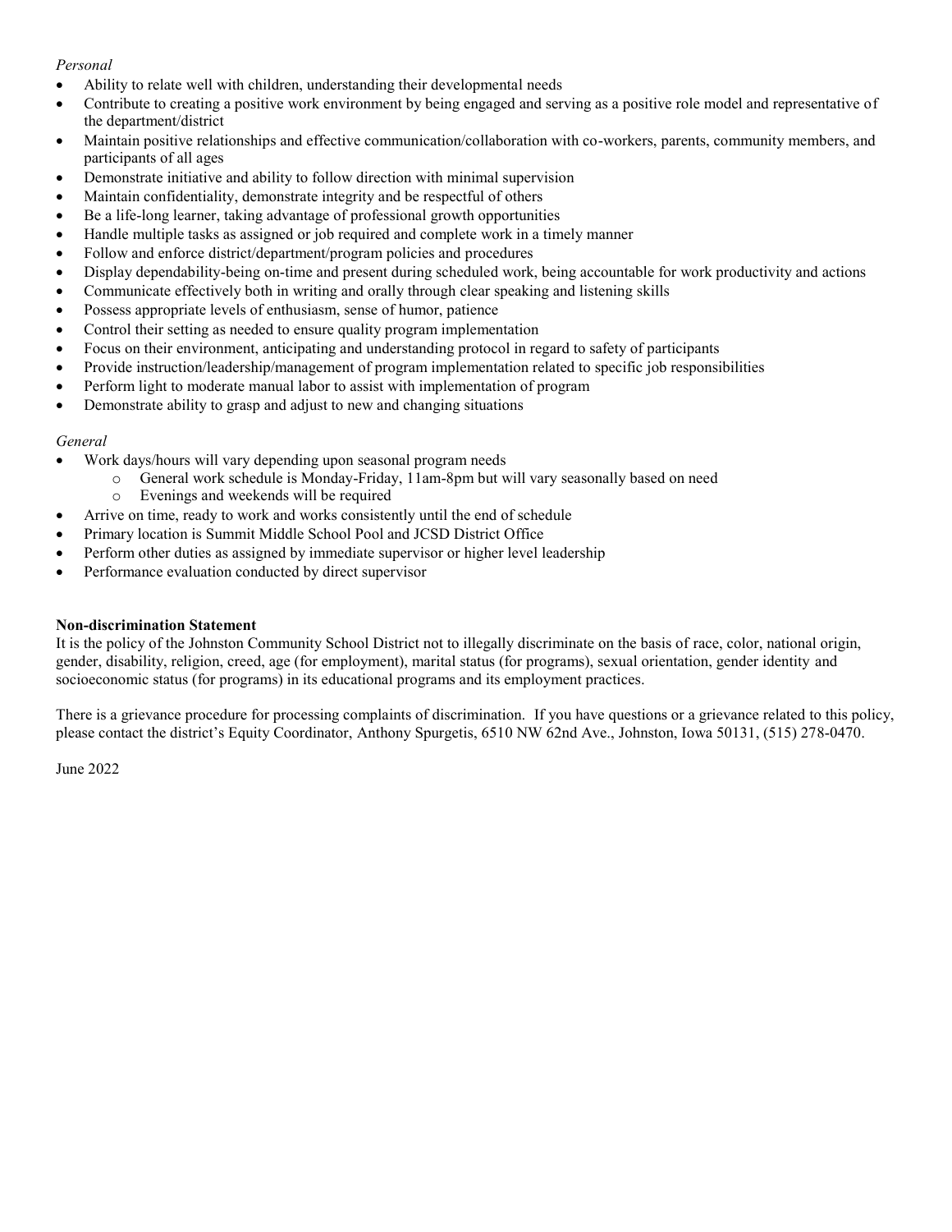*Personal*

- Ability to relate well with children, understanding their developmental needs
- Contribute to creating a positive work environment by being engaged and serving as a positive role model and representative of the department/district
- Maintain positive relationships and effective communication/collaboration with co-workers, parents, community members, and participants of all ages
- Demonstrate initiative and ability to follow direction with minimal supervision
- Maintain confidentiality, demonstrate integrity and be respectful of others
- Be a life-long learner, taking advantage of professional growth opportunities
- Handle multiple tasks as assigned or job required and complete work in a timely manner
- Follow and enforce district/department/program policies and procedures
- Display dependability-being on-time and present during scheduled work, being accountable for work productivity and actions
- Communicate effectively both in writing and orally through clear speaking and listening skills
- Possess appropriate levels of enthusiasm, sense of humor, patience
- Control their setting as needed to ensure quality program implementation
- Focus on their environment, anticipating and understanding protocol in regard to safety of participants
- Provide instruction/leadership/management of program implementation related to specific job responsibilities
- Perform light to moderate manual labor to assist with implementation of program
- Demonstrate ability to grasp and adjust to new and changing situations

*General*

- Work days/hours will vary depending upon seasonal program needs
  - General work schedule is Monday-Friday, 11am-8pm but will vary seasonally based on need
  - Evenings and weekends will be required
- Arrive on time, ready to work and works consistently until the end of schedule
- Primary location is Summit Middle School Pool and JCSD District Office
- Perform other duties as assigned by immediate supervisor or higher level leadership
- Performance evaluation conducted by direct supervisor

**Non-discrimination Statement**

It is the policy of the Johnston Community School District not to illegally discriminate on the basis of race, color, national origin, gender, disability, religion, creed, age (for employment), marital status (for programs), sexual orientation, gender identity and socioeconomic status (for programs) in its educational programs and its employment practices.

There is a grievance procedure for processing complaints of discrimination. If you have questions or a grievance related to this policy, please contact the district's Equity Coordinator, Anthony Spurgetis, 6510 NW 62nd Ave., Johnston, Iowa 50131, (515) 278-0470.

June 2022